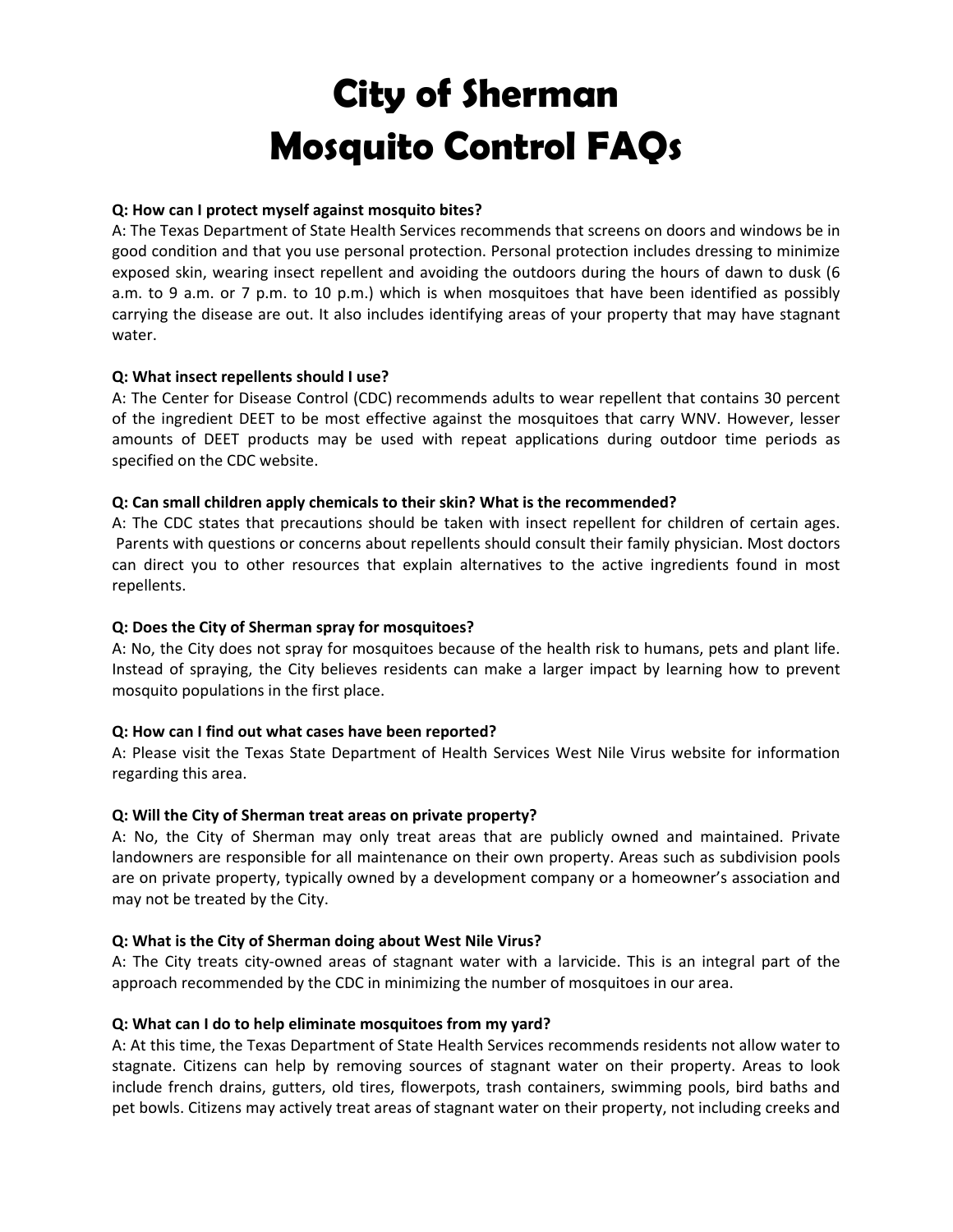# City of Sherman
# Mosquito Control FAQs

**Q: How can I protect myself against mosquito bites?**
A: The Texas Department of State Health Services recommends that screens on doors and windows be in good condition and that you use personal protection. Personal protection includes dressing to minimize exposed skin, wearing insect repellent and avoiding the outdoors during the hours of dawn to dusk (6 a.m. to 9 a.m. or 7 p.m. to 10 p.m.) which is when mosquitoes that have been identified as possibly carrying the disease are out. It also includes identifying areas of your property that may have stagnant water.

**Q: What insect repellents should I use?**
A: The Center for Disease Control (CDC) recommends adults to wear repellent that contains 30 percent of the ingredient DEET to be most effective against the mosquitoes that carry WNV. However, lesser amounts of DEET products may be used with repeat applications during outdoor time periods as specified on the CDC website.

**Q: Can small children apply chemicals to their skin? What is the recommended?**
A: The CDC states that precautions should be taken with insect repellent for children of certain ages. Parents with questions or concerns about repellents should consult their family physician. Most doctors can direct you to other resources that explain alternatives to the active ingredients found in most repellents.

**Q: Does the City of Sherman spray for mosquitoes?**
A: No, the City does not spray for mosquitoes because of the health risk to humans, pets and plant life. Instead of spraying, the City believes residents can make a larger impact by learning how to prevent mosquito populations in the first place.

**Q: How can I find out what cases have been reported?**
A: Please visit the Texas State Department of Health Services West Nile Virus website for information regarding this area.

**Q: Will the City of Sherman treat areas on private property?**
A: No, the City of Sherman may only treat areas that are publicly owned and maintained. Private landowners are responsible for all maintenance on their own property. Areas such as subdivision pools are on private property, typically owned by a development company or a homeowner's association and may not be treated by the City.

**Q: What is the City of Sherman doing about West Nile Virus?**
A: The City treats city-owned areas of stagnant water with a larvicide. This is an integral part of the approach recommended by the CDC in minimizing the number of mosquitoes in our area.

**Q: What can I do to help eliminate mosquitoes from my yard?**
A: At this time, the Texas Department of State Health Services recommends residents not allow water to stagnate. Citizens can help by removing sources of stagnant water on their property. Areas to look include french drains, gutters, old tires, flowerpots, trash containers, swimming pools, bird baths and pet bowls. Citizens may actively treat areas of stagnant water on their property, not including creeks and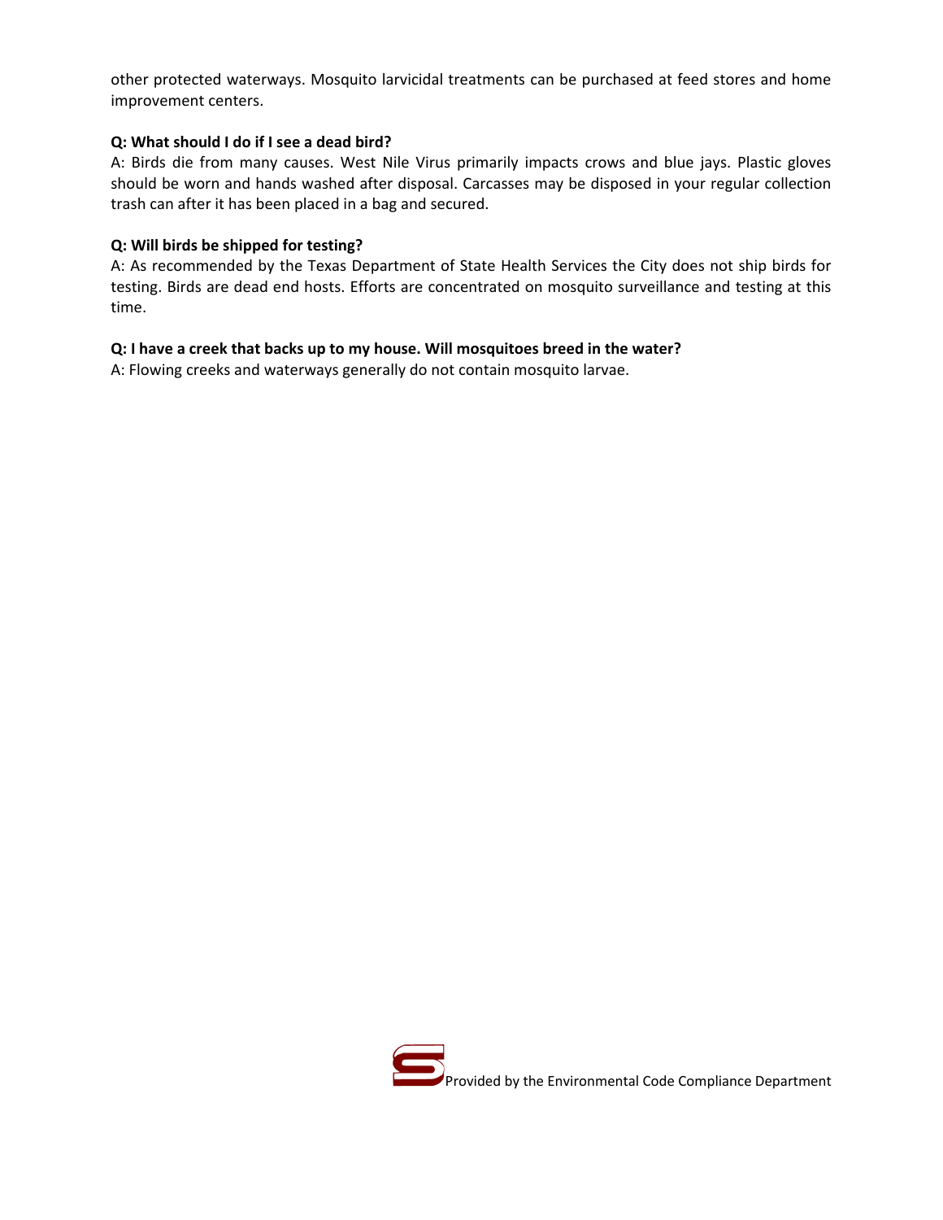other protected waterways. Mosquito larvicidal treatments can be purchased at feed stores and home improvement centers.

**Q: What should I do if I see a dead bird?**
A: Birds die from many causes. West Nile Virus primarily impacts crows and blue jays. Plastic gloves should be worn and hands washed after disposal. Carcasses may be disposed in your regular collection trash can after it has been placed in a bag and secured.

**Q: Will birds be shipped for testing?**
A: As recommended by the Texas Department of State Health Services the City does not ship birds for testing. Birds are dead end hosts. Efforts are concentrated on mosquito surveillance and testing at this time.

**Q: I have a creek that backs up to my house. Will mosquitoes breed in the water?**
A: Flowing creeks and waterways generally do not contain mosquito larvae.

Provided by the Environmental Code Compliance Department